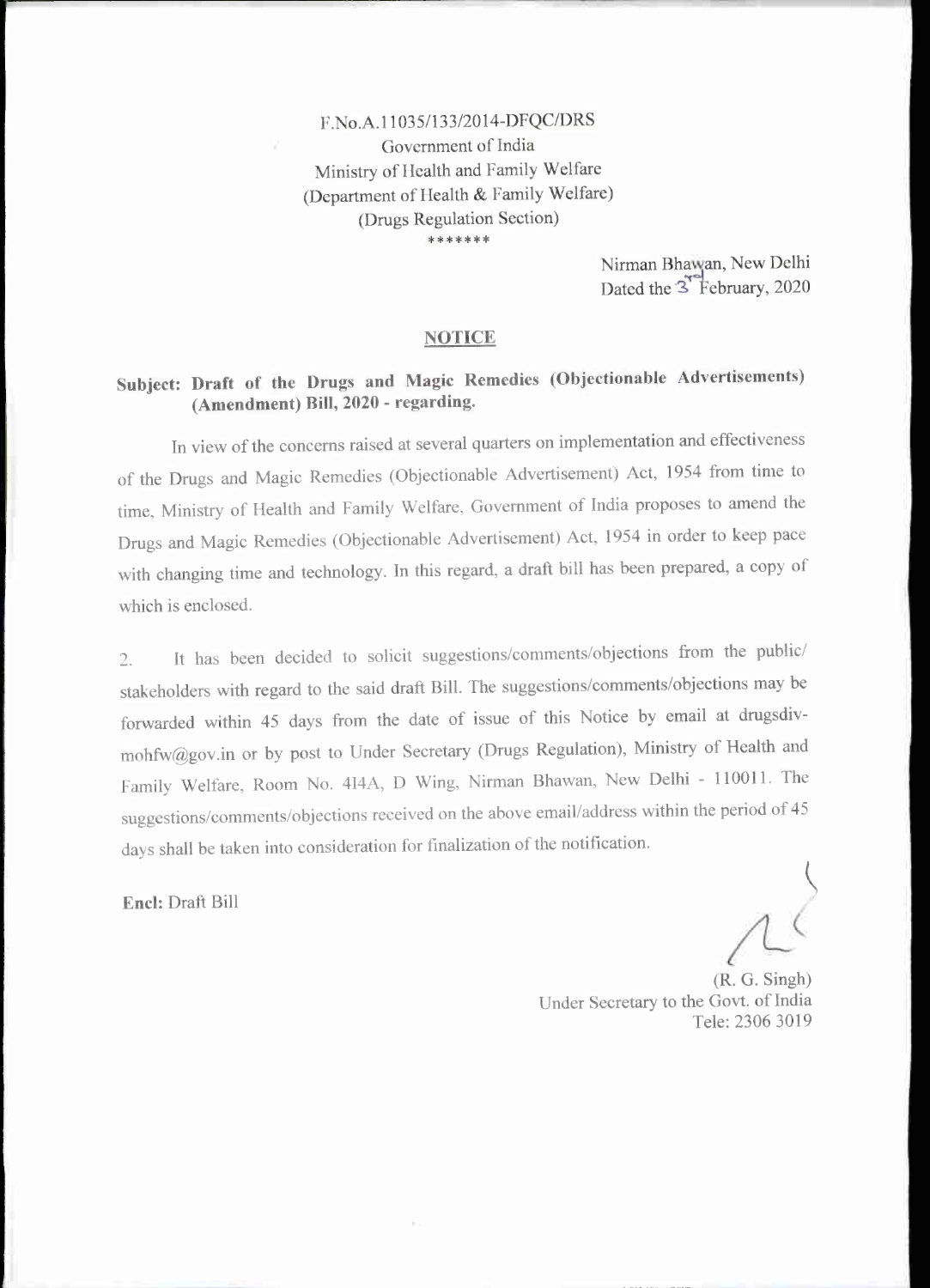F.No.A.11035/133/2014-DFQC/DRS
Government of India
Ministry of Health and Family Welfare
(Department of Health & Family Welfare)
(Drugs Regulation Section)
*******

Nirman Bhawan, New Delhi
Dated the 3rd February, 2020

## NOTICE

**Subject: Draft of the Drugs and Magic Remedies (Objectionable Advertisements) (Amendment) Bill, 2020 - regarding.**

In view of the concerns raised at several quarters on implementation and effectiveness of the Drugs and Magic Remedies (Objectionable Advertisement) Act, 1954 from time to time, Ministry of Health and Family Welfare, Government of India proposes to amend the Drugs and Magic Remedies (Objectionable Advertisement) Act, 1954 in order to keep pace with changing time and technology. In this regard, a draft bill has been prepared, a copy of which is enclosed.

2. It has been decided to solicit suggestions/comments/objections from the public/ stakeholders with regard to the said draft Bill. The suggestions/comments/objections may be forwarded within 45 days from the date of issue of this Notice by email at drugsdiv-mohfw@gov.in or by post to Under Secretary (Drugs Regulation), Ministry of Health and Family Welfare, Room No. 414A, D Wing, Nirman Bhawan, New Delhi - 110011. The suggestions/comments/objections received on the above email/address within the period of 45 days shall be taken into consideration for finalization of the notification.

**Encl:** Draft Bill

(R. G. Singh)
Under Secretary to the Govt. of India
Tele: 2306 3019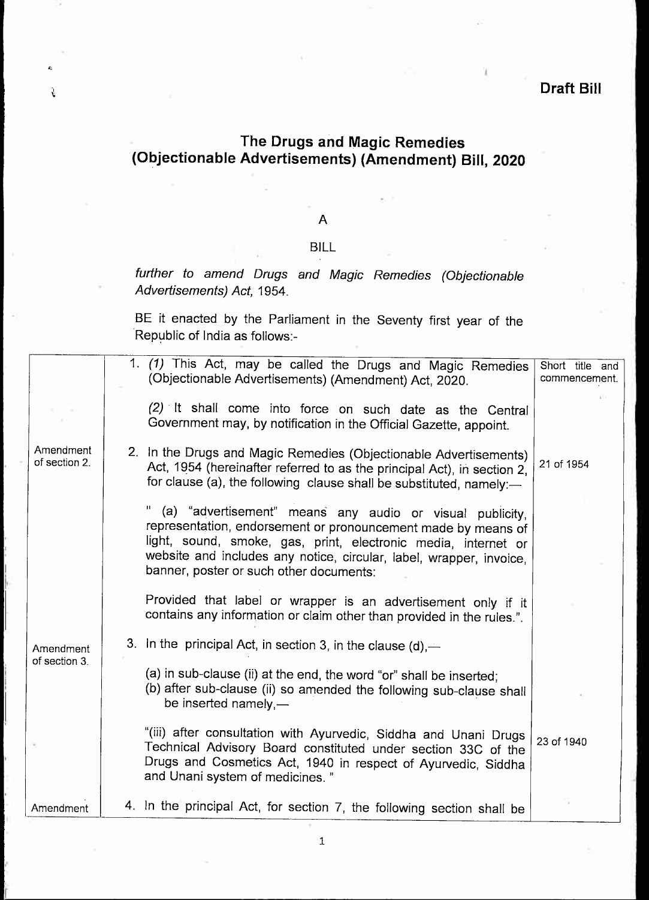**Draft Bill**

# The Drugs and Magic Remedies (Objectionable Advertisements) (Amendment) Bill, 2020

A

BILL

*further to amend Drugs and Magic Remedies (Objectionable Advertisements) Act, 1954.*

BE it enacted by the Parliament in the Seventy first year of the Republic of India as follows:-

| | | |
|---|---|---|
| | 1. *(1)* This Act, may be called the Drugs and Magic Remedies (Objectionable Advertisements) (Amendment) Act, 2020. | Short title and commencement. |
| | *(2)* It shall come into force on such date as the Central Government may, by notification in the Official Gazette, appoint. | |
| Amendment of section 2. | 2. In the Drugs and Magic Remedies (Objectionable Advertisements) Act, 1954 (hereinafter referred to as the principal Act), in section 2, for clause (a), the following clause shall be substituted, namely:— | 21 of 1954 |
| | " (a) "advertisement" means any audio or visual publicity, representation, endorsement or pronouncement made by means of light, sound, smoke, gas, print, electronic media, internet or website and includes any notice, circular, label, wrapper, invoice, banner, poster or such other documents: | |
| | Provided that label or wrapper is an advertisement only if it contains any information or claim other than provided in the rules.". | |
| Amendment of section 3. | 3. In the principal Act, in section 3, in the clause (d),— | |
| | (a) in sub-clause (ii) at the end, the word "or" shall be inserted;<br>(b) after sub-clause (ii) so amended the following sub-clause shall be inserted namely,— | |
| | "(iii) after consultation with Ayurvedic, Siddha and Unani Drugs Technical Advisory Board constituted under section 33C of the Drugs and Cosmetics Act, 1940 in respect of Ayurvedic, Siddha and Unani system of medicines. " | 23 of 1940 |
| Amendment | 4. In the principal Act, for section 7, the following section shall be | |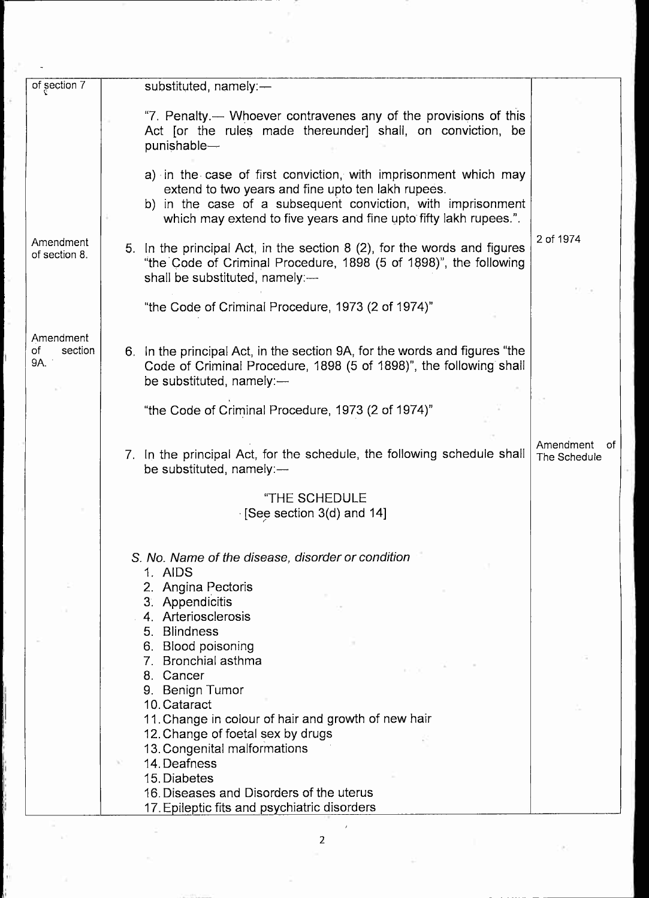| | | |
|---|---|---|
| of section 7 | substituted, namely:—<br><br>"7. Penalty.— Whoever contravenes any of the provisions of this Act [or the rules made thereunder] shall, on conviction, be punishable—<br><br>a) in the case of first conviction, with imprisonment which may extend to two years and fine upto ten lakh rupees.<br>b) in the case of a subsequent conviction, with imprisonment which may extend to five years and fine upto fifty lakh rupees.". | |
| Amendment of section 8. | 5. In the principal Act, in the section 8 (2), for the words and figures "the Code of Criminal Procedure, 1898 (5 of 1898)", the following shall be substituted, namely:—<br><br>"the Code of Criminal Procedure, 1973 (2 of 1974)" | 2 of 1974 |
| Amendment of section 9A. | 6. In the principal Act, in the section 9A, for the words and figures "the Code of Criminal Procedure, 1898 (5 of 1898)", the following shall be substituted, namely:—<br><br>"the Code of Criminal Procedure, 1973 (2 of 1974)" | |
| | 7. In the principal Act, for the schedule, the following schedule shall be substituted, namely:— | Amendment of The Schedule |
| | "THE SCHEDULE<br>[See section 3(d) and 14]<br><br>*S. No. Name of the disease, disorder or condition*<br>1. AIDS<br>2. Angina Pectoris<br>3. Appendicitis<br>4. Arteriosclerosis<br>5. Blindness<br>6. Blood poisoning<br>7. Bronchial asthma<br>8. Cancer<br>9. Benign Tumor<br>10. Cataract<br>11. Change in colour of hair and growth of new hair<br>12. Change of foetal sex by drugs<br>13. Congenital malformations<br>14. Deafness<br>15. Diabetes<br>16. Diseases and Disorders of the uterus<br>17. Epileptic fits and psychiatric disorders | |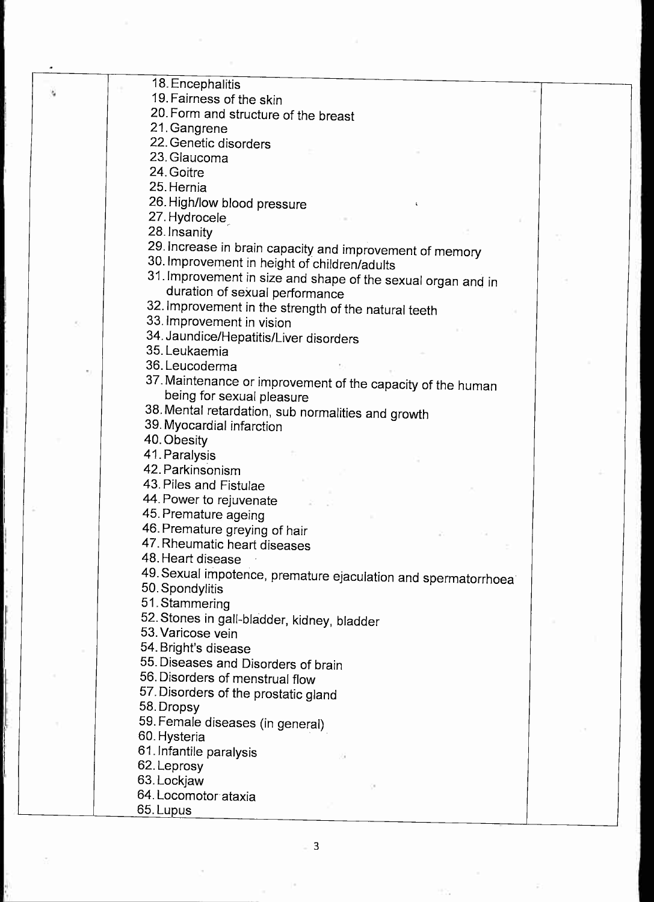18. Encephalitis
19. Fairness of the skin
20. Form and structure of the breast
21. Gangrene
22. Genetic disorders
23. Glaucoma
24. Goitre
25. Hernia
26. High/low blood pressure
27. Hydrocele
28. Insanity
29. Increase in brain capacity and improvement of memory
30. Improvement in height of children/adults
31. Improvement in size and shape of the sexual organ and in duration of sexual performance
32. Improvement in the strength of the natural teeth
33. Improvement in vision
34. Jaundice/Hepatitis/Liver disorders
35. Leukaemia
36. Leucoderma
37. Maintenance or improvement of the capacity of the human being for sexual pleasure
38. Mental retardation, sub normalities and growth
39. Myocardial infarction
40. Obesity
41. Paralysis
42. Parkinsonism
43. Piles and Fistulae
44. Power to rejuvenate
45. Premature ageing
46. Premature greying of hair
47. Rheumatic heart diseases
48. Heart disease
49. Sexual impotence, premature ejaculation and spermatorrhoea
50. Spondylitis
51. Stammering
52. Stones in gall-bladder, kidney, bladder
53. Varicose vein
54. Bright's disease
55. Diseases and Disorders of brain
56. Disorders of menstrual flow
57. Disorders of the prostatic gland
58. Dropsy
59. Female diseases (in general)
60. Hysteria
61. Infantile paralysis
62. Leprosy
63. Lockjaw
64. Locomotor ataxia
65. Lupus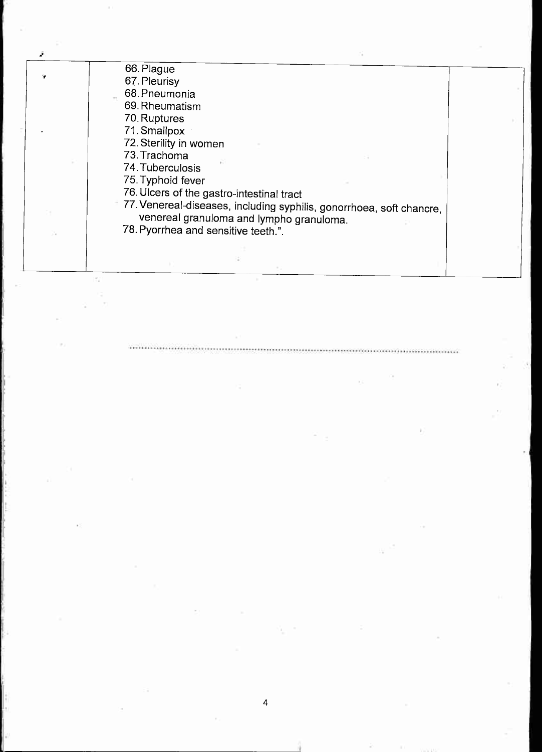| | | |
|---|---|---|
| | 66. Plague<br>67. Pleurisy<br>68. Pneumonia<br>69. Rheumatism<br>70. Ruptures<br>71. Smallpox<br>72. Sterility in women<br>73. Trachoma<br>74. Tuberculosis<br>75. Typhoid fever<br>76. Ulcers of the gastro-intestinal tract<br>77. Venereal-diseases, including syphilis, gonorrhoea, soft chancre, venereal granuloma and lympho granuloma.<br>78. Pyorrhea and sensitive teeth.". | |

..............................................................................................................